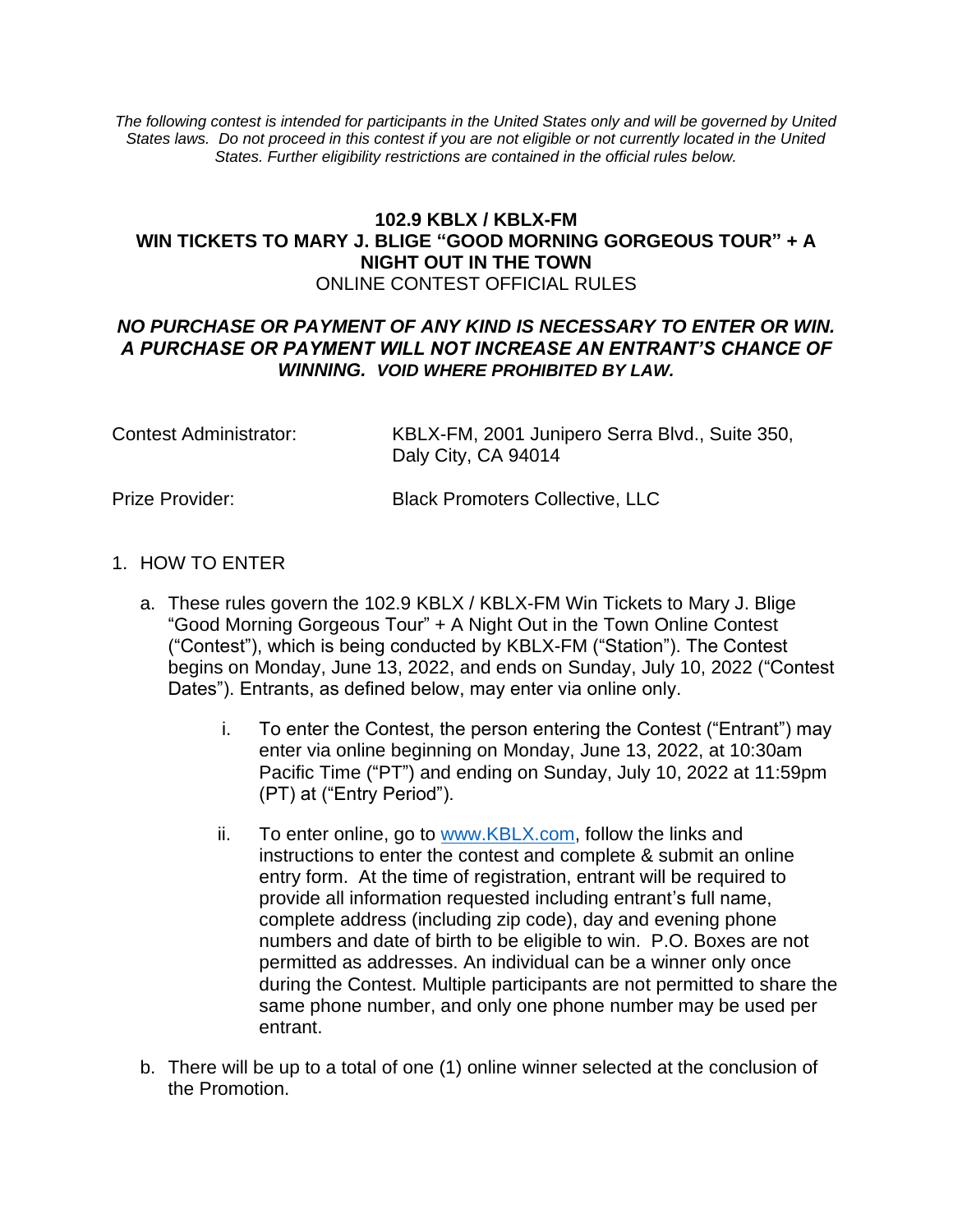*The following contest is intended for participants in the United States only and will be governed by United States laws. Do not proceed in this contest if you are not eligible or not currently located in the United States. Further eligibility restrictions are contained in the official rules below.*

# 102.9 KBLX / KBLX-FM
# WIN TICKETS TO MARY J. BLIGE "GOOD MORNING GORGEOUS TOUR" + A NIGHT OUT IN THE TOWN
## ONLINE CONTEST OFFICIAL RULES

***NO PURCHASE OR PAYMENT OF ANY KIND IS NECESSARY TO ENTER OR WIN. A PURCHASE OR PAYMENT WILL NOT INCREASE AN ENTRANT'S CHANCE OF WINNING. VOID WHERE PROHIBITED BY LAW.***

| | |
|---|---|
| Contest Administrator: | KBLX-FM, 2001 Junipero Serra Blvd., Suite 350, Daly City, CA 94014 |
| Prize Provider: | Black Promoters Collective, LLC |

1. HOW TO ENTER

   a. These rules govern the 102.9 KBLX / KBLX-FM Win Tickets to Mary J. Blige "Good Morning Gorgeous Tour" + A Night Out in the Town Online Contest ("Contest"), which is being conducted by KBLX-FM ("Station"). The Contest begins on Monday, June 13, 2022, and ends on Sunday, July 10, 2022 ("Contest Dates"). Entrants, as defined below, may enter via online only.

      i. To enter the Contest, the person entering the Contest ("Entrant") may enter via online beginning on Monday, June 13, 2022, at 10:30am Pacific Time ("PT") and ending on Sunday, July 10, 2022 at 11:59pm (PT) at ("Entry Period").

      ii. To enter online, go to www.KBLX.com, follow the links and instructions to enter the contest and complete & submit an online entry form. At the time of registration, entrant will be required to provide all information requested including entrant's full name, complete address (including zip code), day and evening phone numbers and date of birth to be eligible to win. P.O. Boxes are not permitted as addresses. An individual can be a winner only once during the Contest. Multiple participants are not permitted to share the same phone number, and only one phone number may be used per entrant.

   b. There will be up to a total of one (1) online winner selected at the conclusion of the Promotion.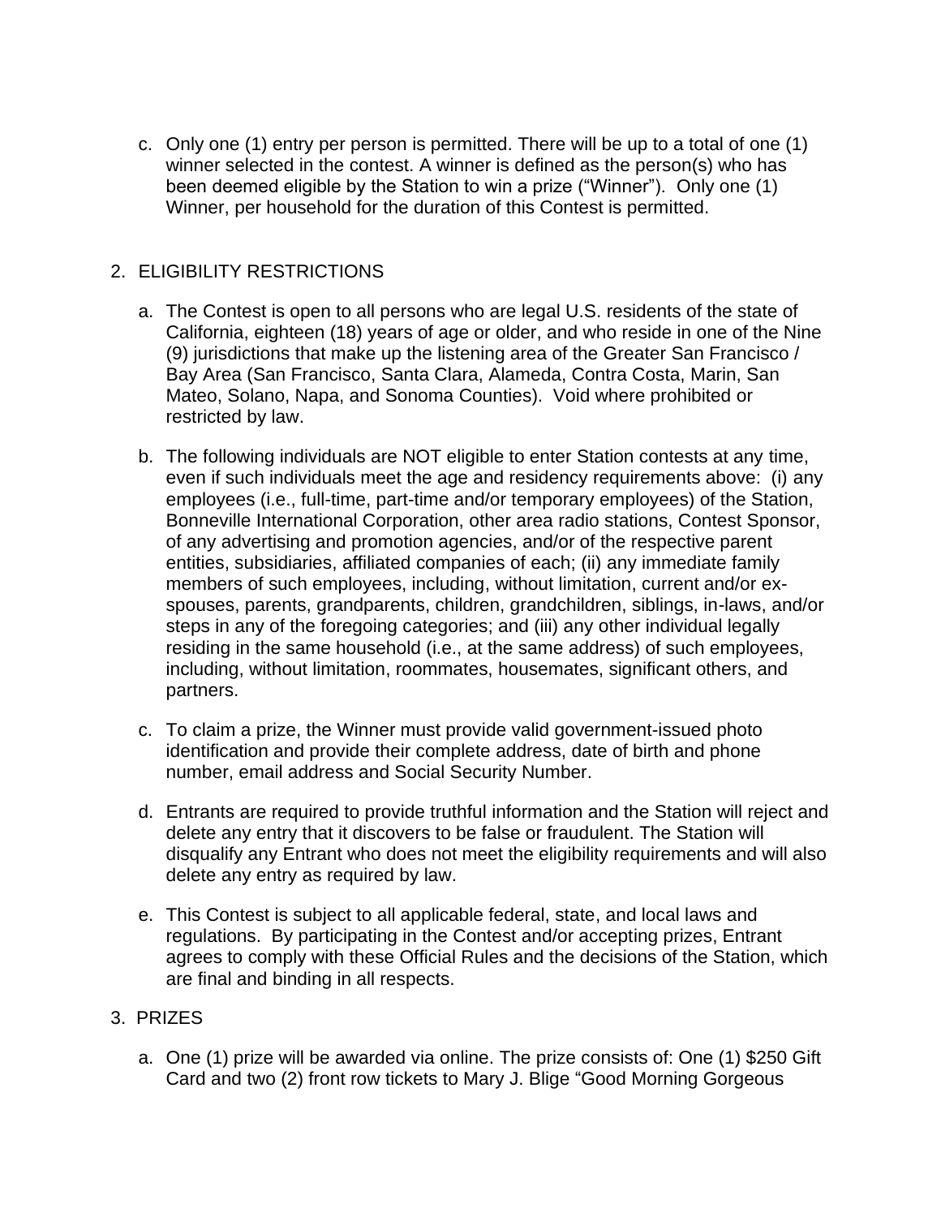c. Only one (1) entry per person is permitted. There will be up to a total of one (1) winner selected in the contest. A winner is defined as the person(s) who has been deemed eligible by the Station to win a prize ("Winner"). Only one (1) Winner, per household for the duration of this Contest is permitted.

2. ELIGIBILITY RESTRICTIONS

   a. The Contest is open to all persons who are legal U.S. residents of the state of California, eighteen (18) years of age or older, and who reside in one of the Nine (9) jurisdictions that make up the listening area of the Greater San Francisco / Bay Area (San Francisco, Santa Clara, Alameda, Contra Costa, Marin, San Mateo, Solano, Napa, and Sonoma Counties). Void where prohibited or restricted by law.

   b. The following individuals are NOT eligible to enter Station contests at any time, even if such individuals meet the age and residency requirements above: (i) any employees (i.e., full-time, part-time and/or temporary employees) of the Station, Bonneville International Corporation, other area radio stations, Contest Sponsor, of any advertising and promotion agencies, and/or of the respective parent entities, subsidiaries, affiliated companies of each; (ii) any immediate family members of such employees, including, without limitation, current and/or ex-spouses, parents, grandparents, children, grandchildren, siblings, in-laws, and/or steps in any of the foregoing categories; and (iii) any other individual legally residing in the same household (i.e., at the same address) of such employees, including, without limitation, roommates, housemates, significant others, and partners.

   c. To claim a prize, the Winner must provide valid government-issued photo identification and provide their complete address, date of birth and phone number, email address and Social Security Number.

   d. Entrants are required to provide truthful information and the Station will reject and delete any entry that it discovers to be false or fraudulent. The Station will disqualify any Entrant who does not meet the eligibility requirements and will also delete any entry as required by law.

   e. This Contest is subject to all applicable federal, state, and local laws and regulations. By participating in the Contest and/or accepting prizes, Entrant agrees to comply with these Official Rules and the decisions of the Station, which are final and binding in all respects.

3. PRIZES

   a. One (1) prize will be awarded via online. The prize consists of: One (1) $250 Gift Card and two (2) front row tickets to Mary J. Blige "Good Morning Gorgeous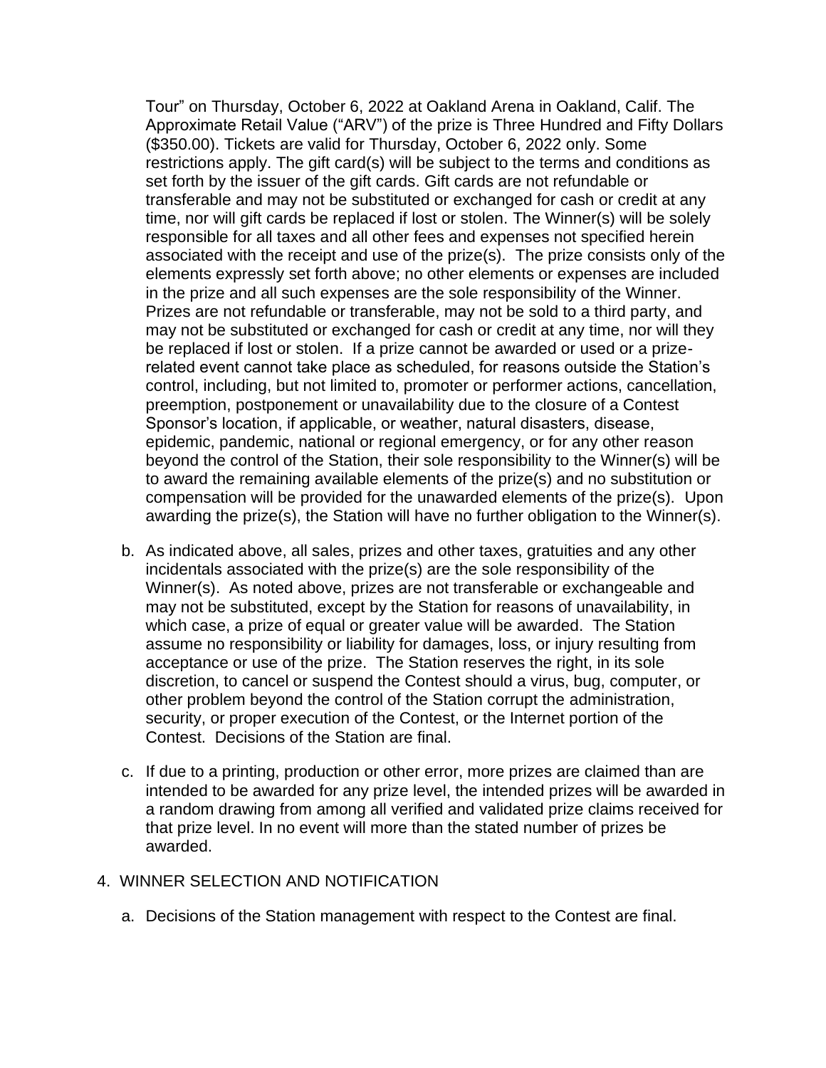Tour" on Thursday, October 6, 2022 at Oakland Arena in Oakland, Calif. The Approximate Retail Value ("ARV") of the prize is Three Hundred and Fifty Dollars ($350.00). Tickets are valid for Thursday, October 6, 2022 only. Some restrictions apply. The gift card(s) will be subject to the terms and conditions as set forth by the issuer of the gift cards. Gift cards are not refundable or transferable and may not be substituted or exchanged for cash or credit at any time, nor will gift cards be replaced if lost or stolen. The Winner(s) will be solely responsible for all taxes and all other fees and expenses not specified herein associated with the receipt and use of the prize(s). The prize consists only of the elements expressly set forth above; no other elements or expenses are included in the prize and all such expenses are the sole responsibility of the Winner. Prizes are not refundable or transferable, may not be sold to a third party, and may not be substituted or exchanged for cash or credit at any time, nor will they be replaced if lost or stolen. If a prize cannot be awarded or used or a prize-related event cannot take place as scheduled, for reasons outside the Station's control, including, but not limited to, promoter or performer actions, cancellation, preemption, postponement or unavailability due to the closure of a Contest Sponsor's location, if applicable, or weather, natural disasters, disease, epidemic, pandemic, national or regional emergency, or for any other reason beyond the control of the Station, their sole responsibility to the Winner(s) will be to award the remaining available elements of the prize(s) and no substitution or compensation will be provided for the unawarded elements of the prize(s). Upon awarding the prize(s), the Station will have no further obligation to the Winner(s).

b. As indicated above, all sales, prizes and other taxes, gratuities and any other incidentals associated with the prize(s) are the sole responsibility of the Winner(s). As noted above, prizes are not transferable or exchangeable and may not be substituted, except by the Station for reasons of unavailability, in which case, a prize of equal or greater value will be awarded. The Station assume no responsibility or liability for damages, loss, or injury resulting from acceptance or use of the prize. The Station reserves the right, in its sole discretion, to cancel or suspend the Contest should a virus, bug, computer, or other problem beyond the control of the Station corrupt the administration, security, or proper execution of the Contest, or the Internet portion of the Contest. Decisions of the Station are final.

c. If due to a printing, production or other error, more prizes are claimed than are intended to be awarded for any prize level, the intended prizes will be awarded in a random drawing from among all verified and validated prize claims received for that prize level. In no event will more than the stated number of prizes be awarded.

4. WINNER SELECTION AND NOTIFICATION

a. Decisions of the Station management with respect to the Contest are final.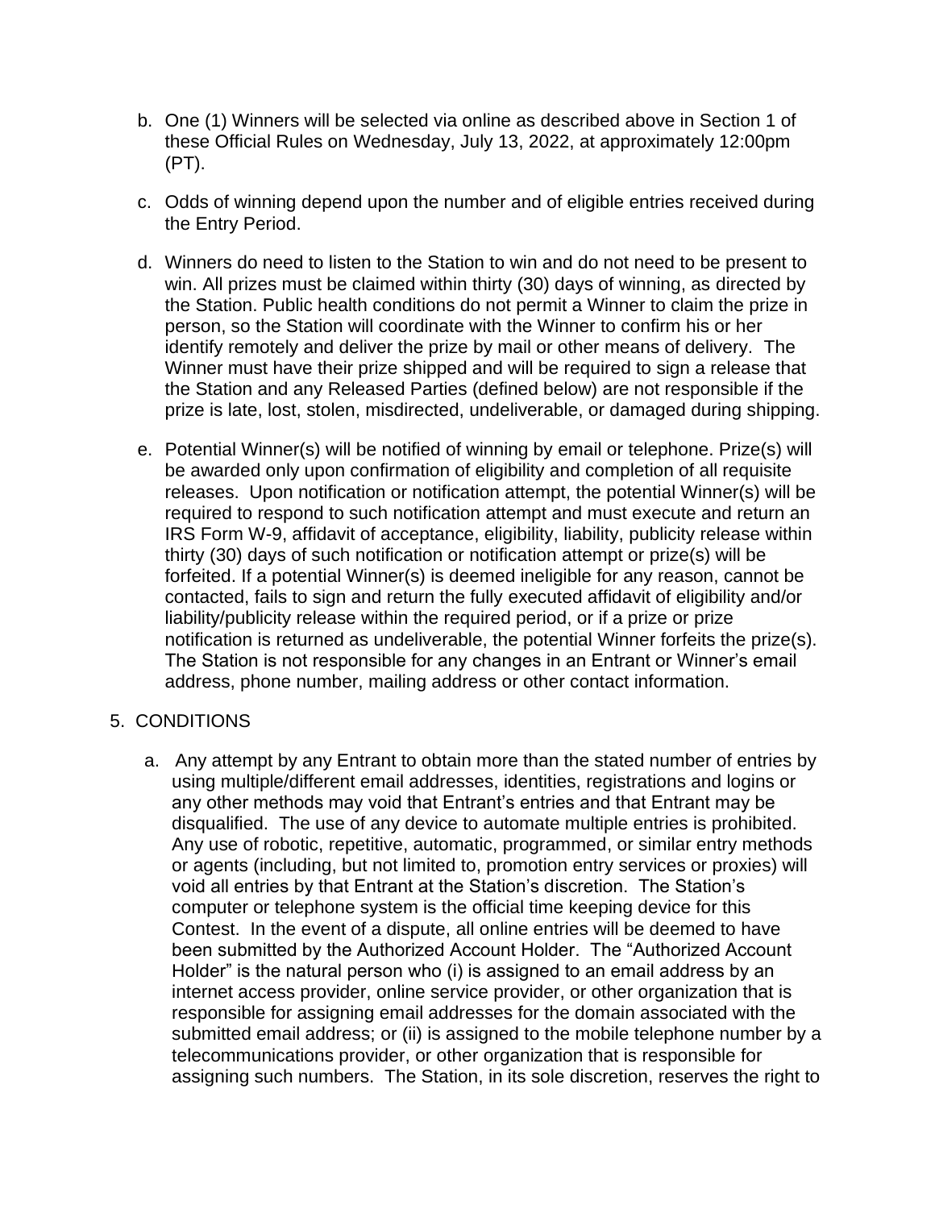b. One (1) Winners will be selected via online as described above in Section 1 of these Official Rules on Wednesday, July 13, 2022, at approximately 12:00pm (PT).

c. Odds of winning depend upon the number and of eligible entries received during the Entry Period.

d. Winners do need to listen to the Station to win and do not need to be present to win. All prizes must be claimed within thirty (30) days of winning, as directed by the Station. Public health conditions do not permit a Winner to claim the prize in person, so the Station will coordinate with the Winner to confirm his or her identify remotely and deliver the prize by mail or other means of delivery. The Winner must have their prize shipped and will be required to sign a release that the Station and any Released Parties (defined below) are not responsible if the prize is late, lost, stolen, misdirected, undeliverable, or damaged during shipping.

e. Potential Winner(s) will be notified of winning by email or telephone. Prize(s) will be awarded only upon confirmation of eligibility and completion of all requisite releases. Upon notification or notification attempt, the potential Winner(s) will be required to respond to such notification attempt and must execute and return an IRS Form W-9, affidavit of acceptance, eligibility, liability, publicity release within thirty (30) days of such notification or notification attempt or prize(s) will be forfeited. If a potential Winner(s) is deemed ineligible for any reason, cannot be contacted, fails to sign and return the fully executed affidavit of eligibility and/or liability/publicity release within the required period, or if a prize or prize notification is returned as undeliverable, the potential Winner forfeits the prize(s). The Station is not responsible for any changes in an Entrant or Winner's email address, phone number, mailing address or other contact information.

5. CONDITIONS

a. Any attempt by any Entrant to obtain more than the stated number of entries by using multiple/different email addresses, identities, registrations and logins or any other methods may void that Entrant's entries and that Entrant may be disqualified. The use of any device to automate multiple entries is prohibited. Any use of robotic, repetitive, automatic, programmed, or similar entry methods or agents (including, but not limited to, promotion entry services or proxies) will void all entries by that Entrant at the Station's discretion. The Station's computer or telephone system is the official time keeping device for this Contest. In the event of a dispute, all online entries will be deemed to have been submitted by the Authorized Account Holder. The "Authorized Account Holder" is the natural person who (i) is assigned to an email address by an internet access provider, online service provider, or other organization that is responsible for assigning email addresses for the domain associated with the submitted email address; or (ii) is assigned to the mobile telephone number by a telecommunications provider, or other organization that is responsible for assigning such numbers. The Station, in its sole discretion, reserves the right to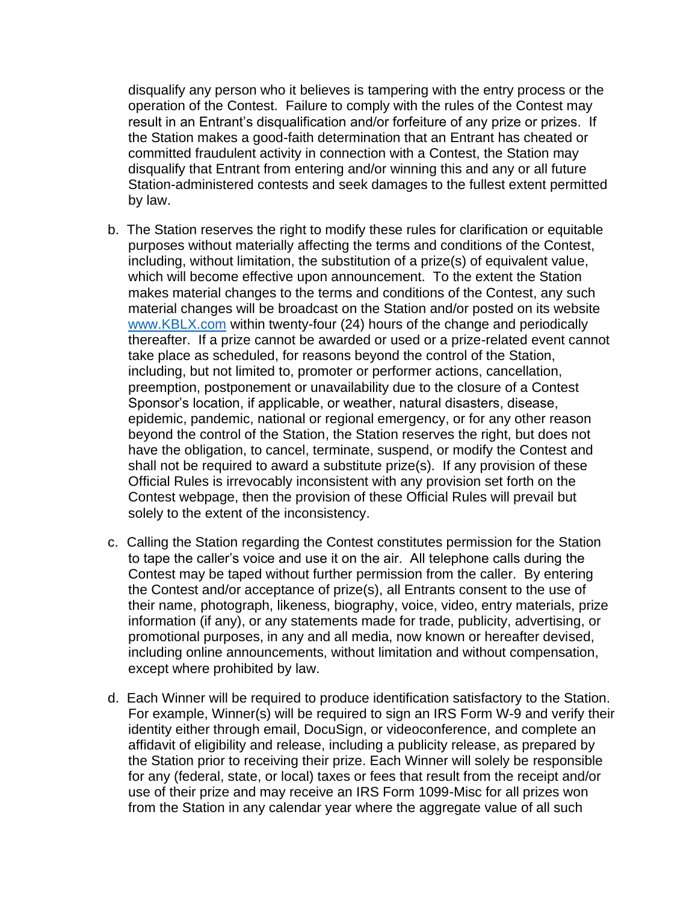disqualify any person who it believes is tampering with the entry process or the operation of the Contest. Failure to comply with the rules of the Contest may result in an Entrant's disqualification and/or forfeiture of any prize or prizes. If the Station makes a good-faith determination that an Entrant has cheated or committed fraudulent activity in connection with a Contest, the Station may disqualify that Entrant from entering and/or winning this and any or all future Station-administered contests and seek damages to the fullest extent permitted by law.

b. The Station reserves the right to modify these rules for clarification or equitable purposes without materially affecting the terms and conditions of the Contest, including, without limitation, the substitution of a prize(s) of equivalent value, which will become effective upon announcement. To the extent the Station makes material changes to the terms and conditions of the Contest, any such material changes will be broadcast on the Station and/or posted on its website [www.KBLX.com](http://www.KBLX.com) within twenty-four (24) hours of the change and periodically thereafter. If a prize cannot be awarded or used or a prize-related event cannot take place as scheduled, for reasons beyond the control of the Station, including, but not limited to, promoter or performer actions, cancellation, preemption, postponement or unavailability due to the closure of a Contest Sponsor's location, if applicable, or weather, natural disasters, disease, epidemic, pandemic, national or regional emergency, or for any other reason beyond the control of the Station, the Station reserves the right, but does not have the obligation, to cancel, terminate, suspend, or modify the Contest and shall not be required to award a substitute prize(s). If any provision of these Official Rules is irrevocably inconsistent with any provision set forth on the Contest webpage, then the provision of these Official Rules will prevail but solely to the extent of the inconsistency.

c. Calling the Station regarding the Contest constitutes permission for the Station to tape the caller's voice and use it on the air. All telephone calls during the Contest may be taped without further permission from the caller. By entering the Contest and/or acceptance of prize(s), all Entrants consent to the use of their name, photograph, likeness, biography, voice, video, entry materials, prize information (if any), or any statements made for trade, publicity, advertising, or promotional purposes, in any and all media, now known or hereafter devised, including online announcements, without limitation and without compensation, except where prohibited by law.

d. Each Winner will be required to produce identification satisfactory to the Station. For example, Winner(s) will be required to sign an IRS Form W-9 and verify their identity either through email, DocuSign, or videoconference, and complete an affidavit of eligibility and release, including a publicity release, as prepared by the Station prior to receiving their prize. Each Winner will solely be responsible for any (federal, state, or local) taxes or fees that result from the receipt and/or use of their prize and may receive an IRS Form 1099-Misc for all prizes won from the Station in any calendar year where the aggregate value of all such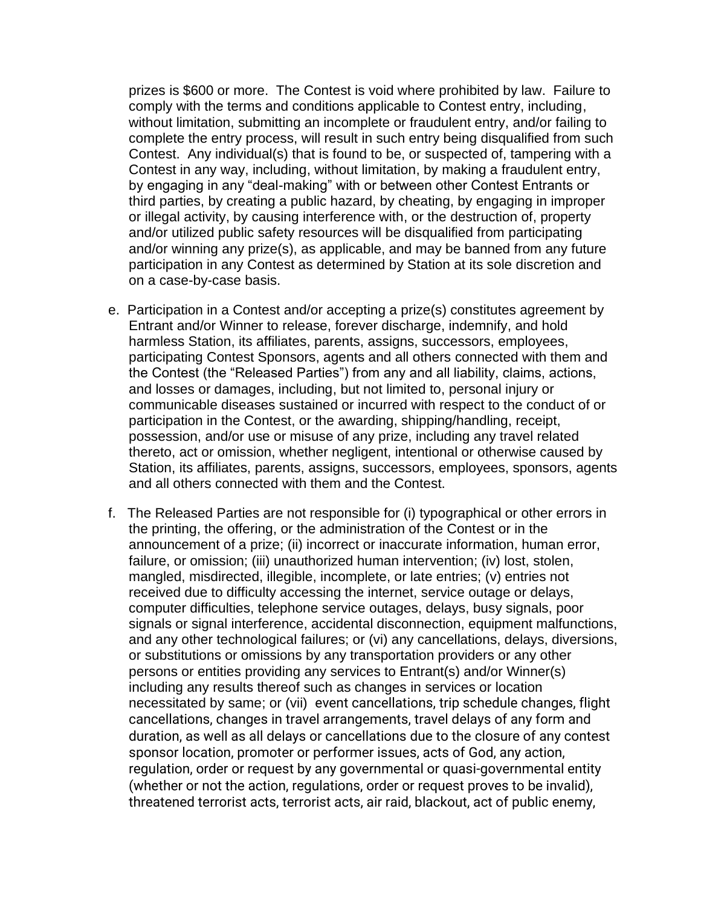prizes is $600 or more. The Contest is void where prohibited by law. Failure to comply with the terms and conditions applicable to Contest entry, including, without limitation, submitting an incomplete or fraudulent entry, and/or failing to complete the entry process, will result in such entry being disqualified from such Contest. Any individual(s) that is found to be, or suspected of, tampering with a Contest in any way, including, without limitation, by making a fraudulent entry, by engaging in any "deal-making" with or between other Contest Entrants or third parties, by creating a public hazard, by cheating, by engaging in improper or illegal activity, by causing interference with, or the destruction of, property and/or utilized public safety resources will be disqualified from participating and/or winning any prize(s), as applicable, and may be banned from any future participation in any Contest as determined by Station at its sole discretion and on a case-by-case basis.

e. Participation in a Contest and/or accepting a prize(s) constitutes agreement by Entrant and/or Winner to release, forever discharge, indemnify, and hold harmless Station, its affiliates, parents, assigns, successors, employees, participating Contest Sponsors, agents and all others connected with them and the Contest (the "Released Parties") from any and all liability, claims, actions, and losses or damages, including, but not limited to, personal injury or communicable diseases sustained or incurred with respect to the conduct of or participation in the Contest, or the awarding, shipping/handling, receipt, possession, and/or use or misuse of any prize, including any travel related thereto, act or omission, whether negligent, intentional or otherwise caused by Station, its affiliates, parents, assigns, successors, employees, sponsors, agents and all others connected with them and the Contest.

f. The Released Parties are not responsible for (i) typographical or other errors in the printing, the offering, or the administration of the Contest or in the announcement of a prize; (ii) incorrect or inaccurate information, human error, failure, or omission; (iii) unauthorized human intervention; (iv) lost, stolen, mangled, misdirected, illegible, incomplete, or late entries; (v) entries not received due to difficulty accessing the internet, service outage or delays, computer difficulties, telephone service outages, delays, busy signals, poor signals or signal interference, accidental disconnection, equipment malfunctions, and any other technological failures; or (vi) any cancellations, delays, diversions, or substitutions or omissions by any transportation providers or any other persons or entities providing any services to Entrant(s) and/or Winner(s) including any results thereof such as changes in services or location necessitated by same; or (vii) event cancellations, trip schedule changes, flight cancellations, changes in travel arrangements, travel delays of any form and duration, as well as all delays or cancellations due to the closure of any contest sponsor location, promoter or performer issues, acts of God, any action, regulation, order or request by any governmental or quasi-governmental entity (whether or not the action, regulations, order or request proves to be invalid), threatened terrorist acts, terrorist acts, air raid, blackout, act of public enemy,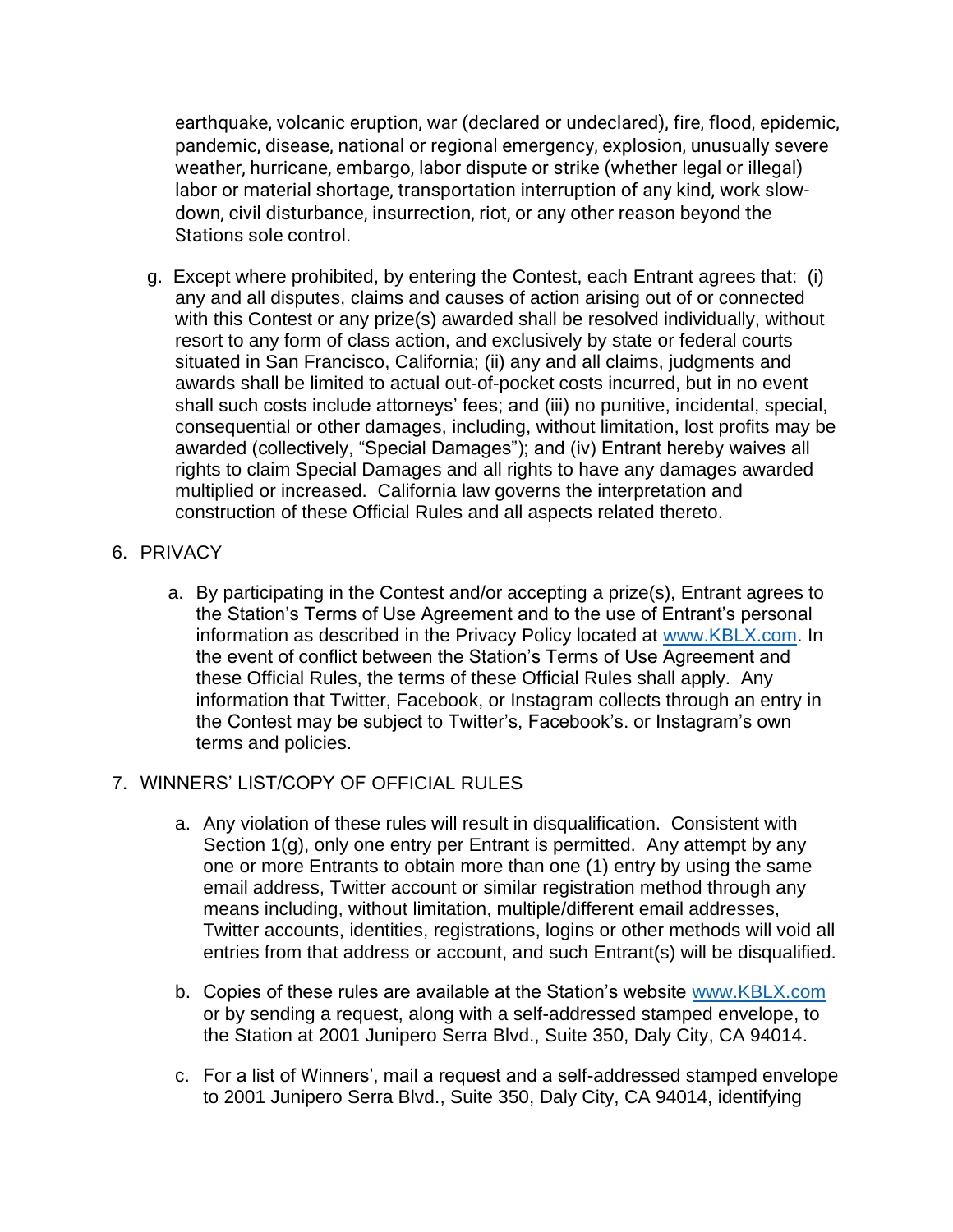earthquake, volcanic eruption, war (declared or undeclared), fire, flood, epidemic, pandemic, disease, national or regional emergency, explosion, unusually severe weather, hurricane, embargo, labor dispute or strike (whether legal or illegal) labor or material shortage, transportation interruption of any kind, work slow-down, civil disturbance, insurrection, riot, or any other reason beyond the Stations sole control.

g. Except where prohibited, by entering the Contest, each Entrant agrees that: (i) any and all disputes, claims and causes of action arising out of or connected with this Contest or any prize(s) awarded shall be resolved individually, without resort to any form of class action, and exclusively by state or federal courts situated in San Francisco, California; (ii) any and all claims, judgments and awards shall be limited to actual out-of-pocket costs incurred, but in no event shall such costs include attorneys' fees; and (iii) no punitive, incidental, special, consequential or other damages, including, without limitation, lost profits may be awarded (collectively, "Special Damages"); and (iv) Entrant hereby waives all rights to claim Special Damages and all rights to have any damages awarded multiplied or increased. California law governs the interpretation and construction of these Official Rules and all aspects related thereto.

6. PRIVACY

   a. By participating in the Contest and/or accepting a prize(s), Entrant agrees to the Station's Terms of Use Agreement and to the use of Entrant's personal information as described in the Privacy Policy located at [www.KBLX.com](http://www.KBLX.com). In the event of conflict between the Station's Terms of Use Agreement and these Official Rules, the terms of these Official Rules shall apply. Any information that Twitter, Facebook, or Instagram collects through an entry in the Contest may be subject to Twitter's, Facebook's. or Instagram's own terms and policies.

7. WINNERS' LIST/COPY OF OFFICIAL RULES

   a. Any violation of these rules will result in disqualification. Consistent with Section 1(g), only one entry per Entrant is permitted. Any attempt by any one or more Entrants to obtain more than one (1) entry by using the same email address, Twitter account or similar registration method through any means including, without limitation, multiple/different email addresses, Twitter accounts, identities, registrations, logins or other methods will void all entries from that address or account, and such Entrant(s) will be disqualified.

   b. Copies of these rules are available at the Station's website [www.KBLX.com](http://www.KBLX.com) or by sending a request, along with a self-addressed stamped envelope, to the Station at 2001 Junipero Serra Blvd., Suite 350, Daly City, CA 94014.

   c. For a list of Winners', mail a request and a self-addressed stamped envelope to 2001 Junipero Serra Blvd., Suite 350, Daly City, CA 94014, identifying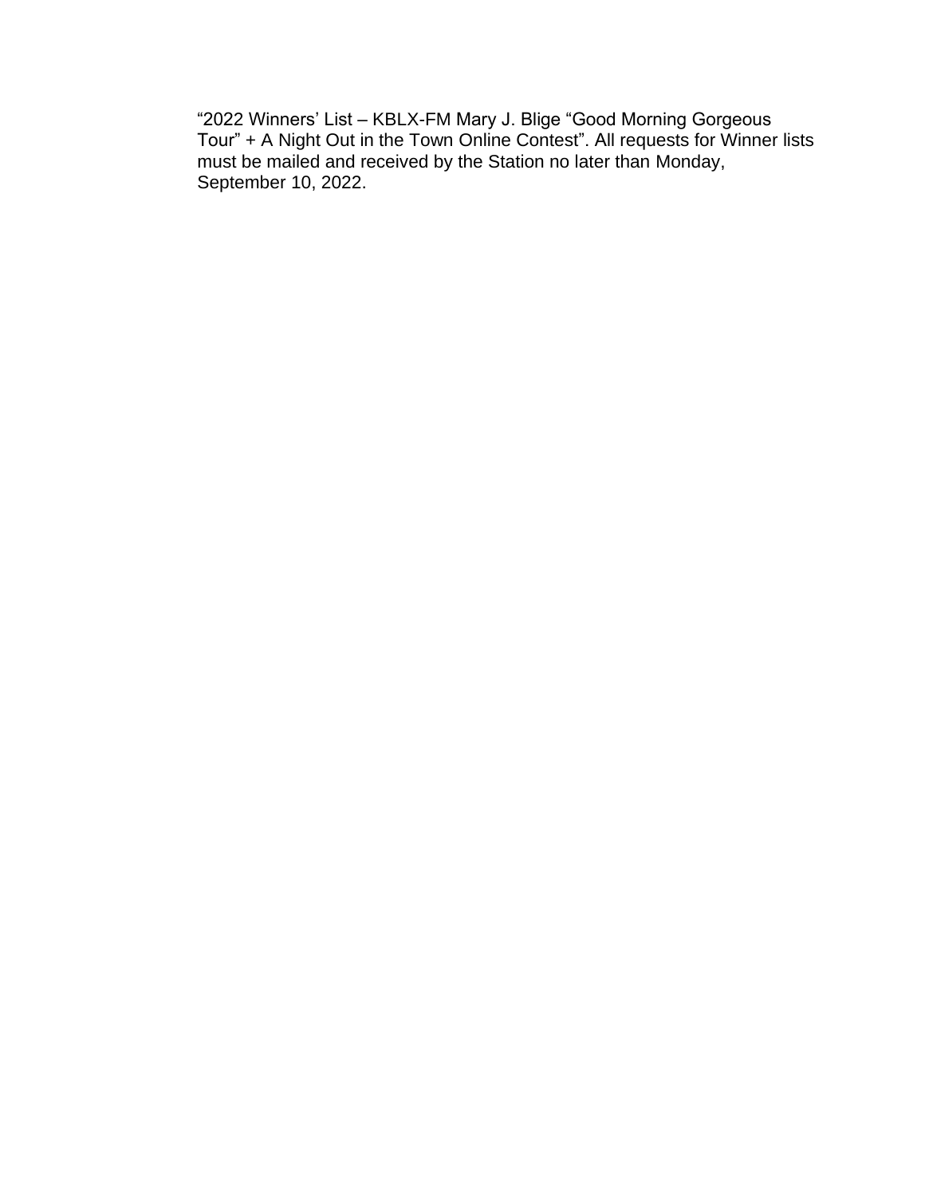“2022 Winners’ List – KBLX-FM Mary J. Blige “Good Morning Gorgeous Tour” + A Night Out in the Town Online Contest”. All requests for Winner lists must be mailed and received by the Station no later than Monday, September 10, 2022.